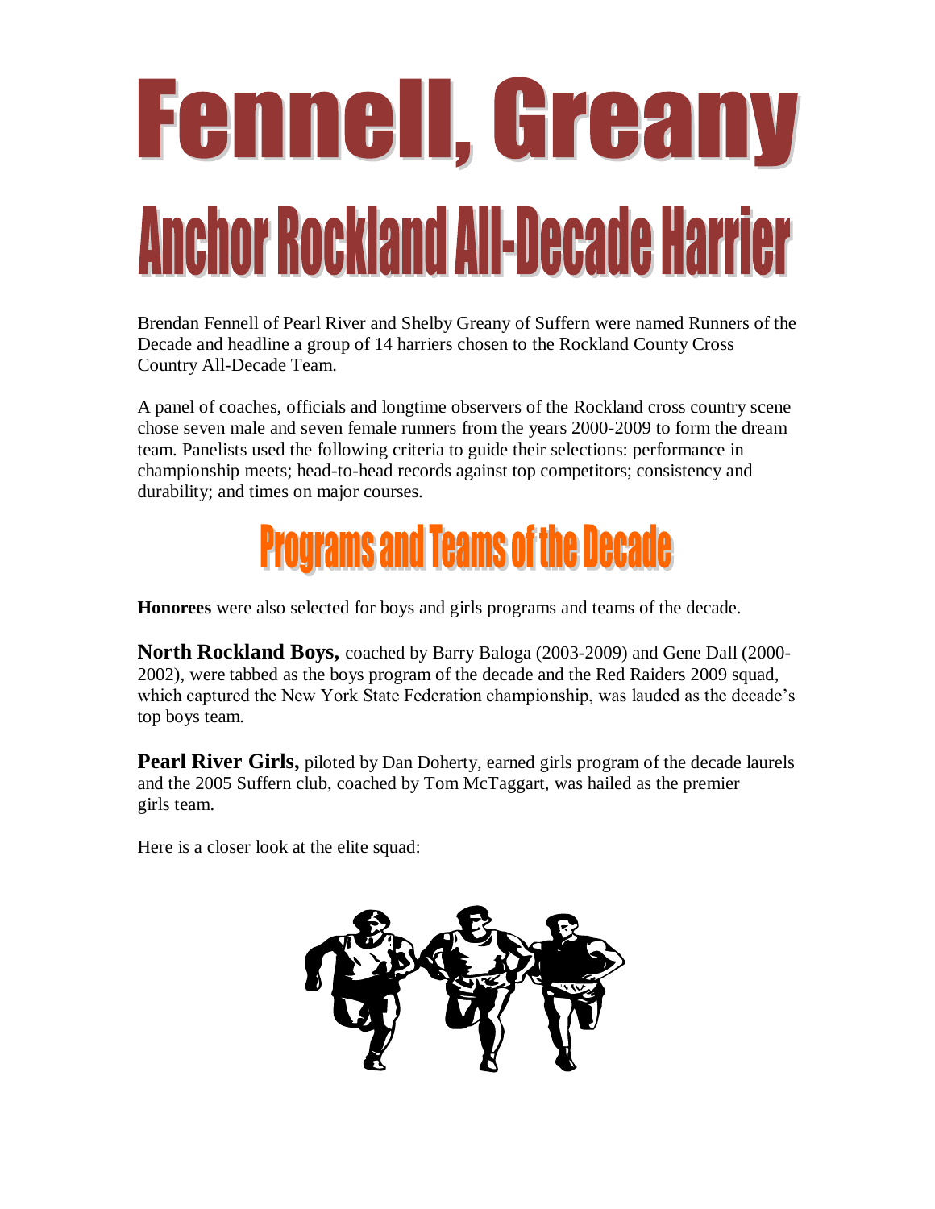# Fennell, Greany

## Anchor Rockland All-Decade Harrier

Brendan Fennell of Pearl River and Shelby Greany of Suffern were named Runners of the Decade and headline a group of 14 harriers chosen to the Rockland County Cross Country All-Decade Team.

A panel of coaches, officials and longtime observers of the Rockland cross country scene chose seven male and seven female runners from the years 2000-2009 to form the dream team. Panelists used the following criteria to guide their selections: performance in championship meets; head-to-head records against top competitors; consistency and durability; and times on major courses.

## Programs and Teams of the Decade

**Honorees** were also selected for boys and girls programs and teams of the decade.

**North Rockland Boys,** coached by Barry Baloga (2003-2009) and Gene Dall (2000-2002), were tabbed as the boys program of the decade and the Red Raiders 2009 squad, which captured the New York State Federation championship, was lauded as the decade's top boys team.

**Pearl River Girls,** piloted by Dan Doherty, earned girls program of the decade laurels and the 2005 Suffern club, coached by Tom McTaggart, was hailed as the premier girls team.

Here is a closer look at the elite squad: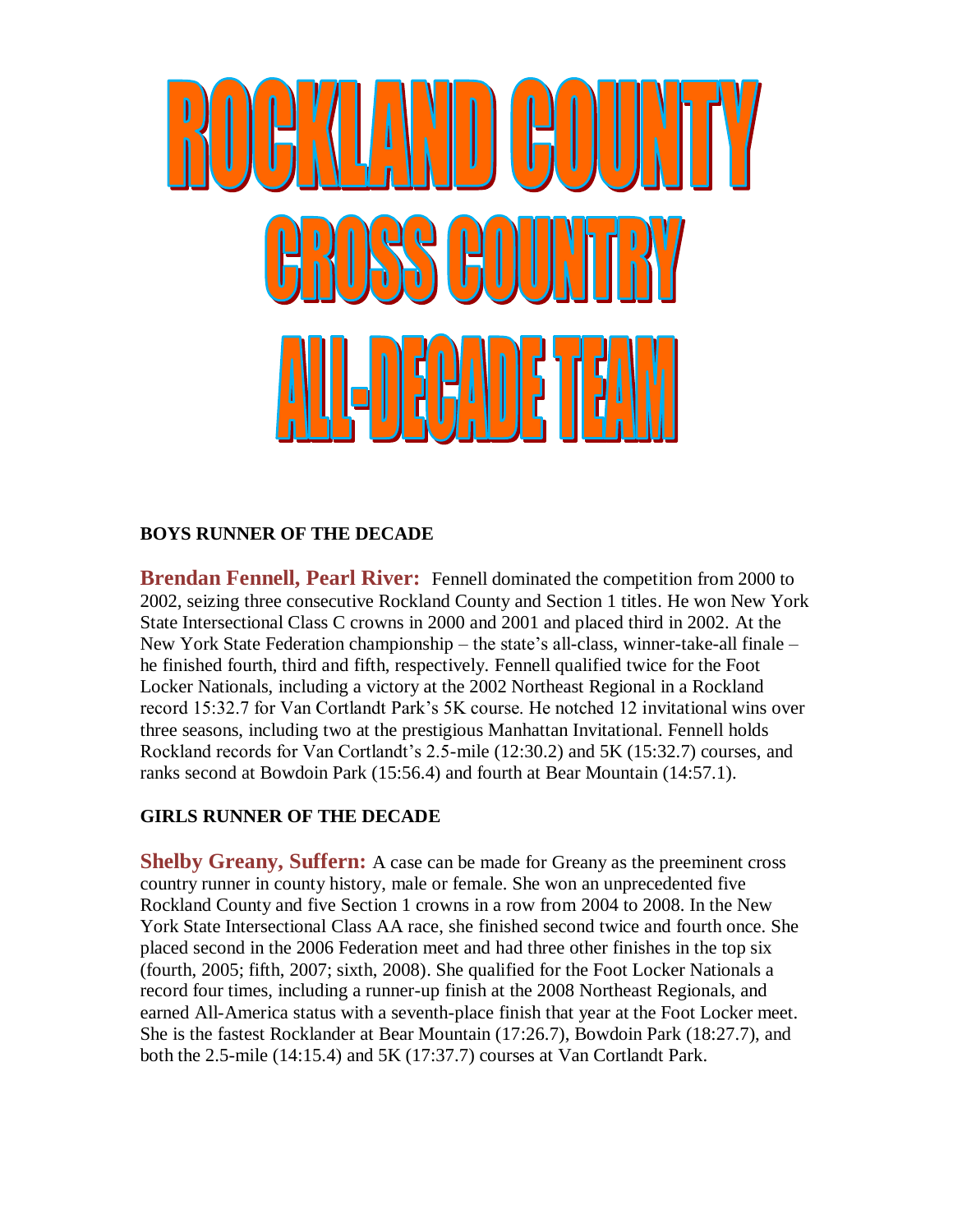# ROCKLAND COUNTY CROSS COUNTRY ALL-DECADE TEAM

**BOYS RUNNER OF THE DECADE**

**Brendan Fennell, Pearl River:** Fennell dominated the competition from 2000 to 2002, seizing three consecutive Rockland County and Section 1 titles. He won New York State Intersectional Class C crowns in 2000 and 2001 and placed third in 2002. At the New York State Federation championship – the state's all-class, winner-take-all finale – he finished fourth, third and fifth, respectively. Fennell qualified twice for the Foot Locker Nationals, including a victory at the 2002 Northeast Regional in a Rockland record 15:32.7 for Van Cortlandt Park's 5K course. He notched 12 invitational wins over three seasons, including two at the prestigious Manhattan Invitational. Fennell holds Rockland records for Van Cortlandt's 2.5-mile (12:30.2) and 5K (15:32.7) courses, and ranks second at Bowdoin Park (15:56.4) and fourth at Bear Mountain (14:57.1).

**GIRLS RUNNER OF THE DECADE**

**Shelby Greany, Suffern:** A case can be made for Greany as the preeminent cross country runner in county history, male or female. She won an unprecedented five Rockland County and five Section 1 crowns in a row from 2004 to 2008. In the New York State Intersectional Class AA race, she finished second twice and fourth once. She placed second in the 2006 Federation meet and had three other finishes in the top six (fourth, 2005; fifth, 2007; sixth, 2008). She qualified for the Foot Locker Nationals a record four times, including a runner-up finish at the 2008 Northeast Regionals, and earned All-America status with a seventh-place finish that year at the Foot Locker meet. She is the fastest Rocklander at Bear Mountain (17:26.7), Bowdoin Park (18:27.7), and both the 2.5-mile (14:15.4) and 5K (17:37.7) courses at Van Cortlandt Park.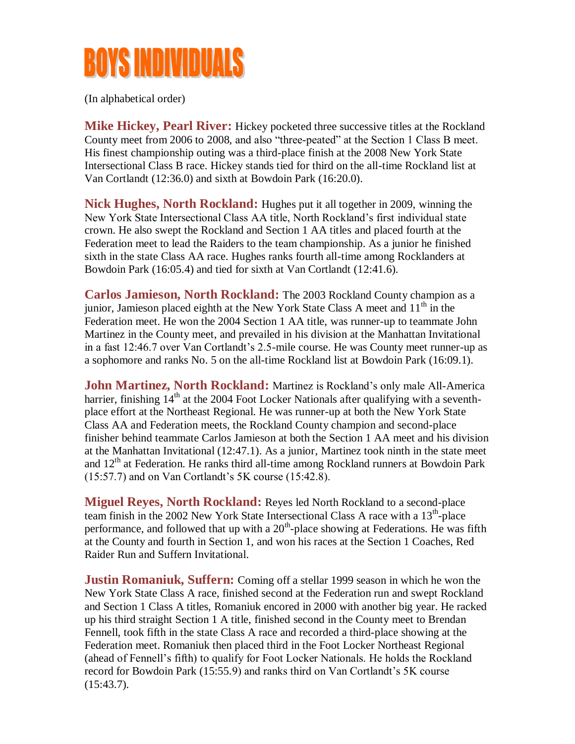# BOYS INDIVIDUALS

(In alphabetical order)

**Mike Hickey, Pearl River:** Hickey pocketed three successive titles at the Rockland County meet from 2006 to 2008, and also "three-peated" at the Section 1 Class B meet. His finest championship outing was a third-place finish at the 2008 New York State Intersectional Class B race. Hickey stands tied for third on the all-time Rockland list at Van Cortlandt (12:36.0) and sixth at Bowdoin Park (16:20.0).

**Nick Hughes, North Rockland:** Hughes put it all together in 2009, winning the New York State Intersectional Class AA title, North Rockland's first individual state crown. He also swept the Rockland and Section 1 AA titles and placed fourth at the Federation meet to lead the Raiders to the team championship. As a junior he finished sixth in the state Class AA race. Hughes ranks fourth all-time among Rocklanders at Bowdoin Park (16:05.4) and tied for sixth at Van Cortlandt (12:41.6).

**Carlos Jamieson, North Rockland:** The 2003 Rockland County champion as a junior, Jamieson placed eighth at the New York State Class A meet and 11th in the Federation meet. He won the 2004 Section 1 AA title, was runner-up to teammate John Martinez in the County meet, and prevailed in his division at the Manhattan Invitational in a fast 12:46.7 over Van Cortlandt's 2.5-mile course. He was County meet runner-up as a sophomore and ranks No. 5 on the all-time Rockland list at Bowdoin Park (16:09.1).

**John Martinez, North Rockland:** Martinez is Rockland's only male All-America harrier, finishing 14th at the 2004 Foot Locker Nationals after qualifying with a seventh-place effort at the Northeast Regional. He was runner-up at both the New York State Class AA and Federation meets, the Rockland County champion and second-place finisher behind teammate Carlos Jamieson at both the Section 1 AA meet and his division at the Manhattan Invitational (12:47.1). As a junior, Martinez took ninth in the state meet and 12th at Federation. He ranks third all-time among Rockland runners at Bowdoin Park (15:57.7) and on Van Cortlandt's 5K course (15:42.8).

**Miguel Reyes, North Rockland:** Reyes led North Rockland to a second-place team finish in the 2002 New York State Intersectional Class A race with a 13th-place performance, and followed that up with a 20th-place showing at Federations. He was fifth at the County and fourth in Section 1, and won his races at the Section 1 Coaches, Red Raider Run and Suffern Invitational.

**Justin Romaniuk, Suffern:** Coming off a stellar 1999 season in which he won the New York State Class A race, finished second at the Federation run and swept Rockland and Section 1 Class A titles, Romaniuk encored in 2000 with another big year. He racked up his third straight Section 1 A title, finished second in the County meet to Brendan Fennell, took fifth in the state Class A race and recorded a third-place showing at the Federation meet. Romaniuk then placed third in the Foot Locker Northeast Regional (ahead of Fennell's fifth) to qualify for Foot Locker Nationals. He holds the Rockland record for Bowdoin Park (15:55.9) and ranks third on Van Cortlandt's 5K course (15:43.7).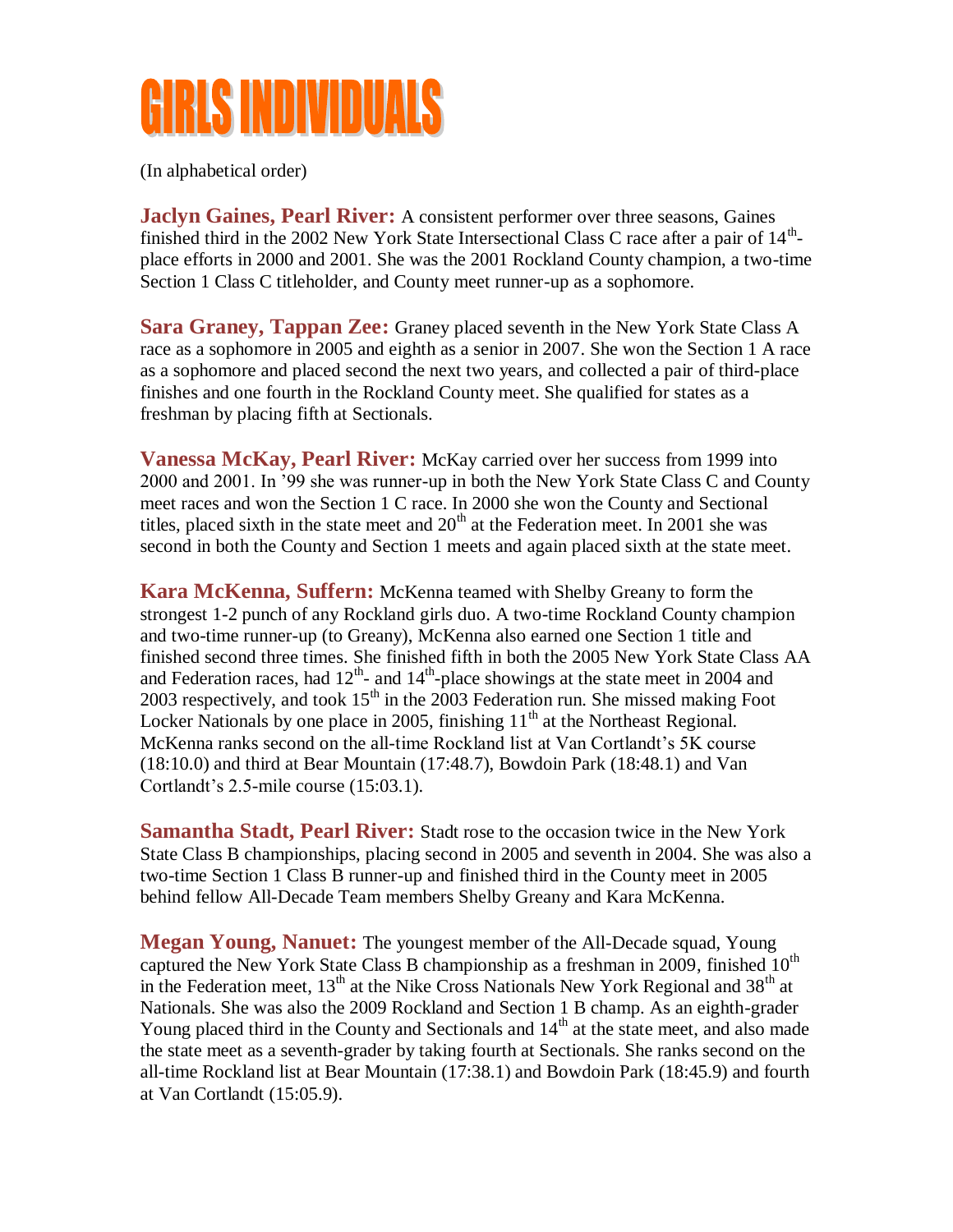# GIRLS INDIVIDUALS

(In alphabetical order)

**Jaclyn Gaines, Pearl River:** A consistent performer over three seasons, Gaines finished third in the 2002 New York State Intersectional Class C race after a pair of 14th-place efforts in 2000 and 2001. She was the 2001 Rockland County champion, a two-time Section 1 Class C titleholder, and County meet runner-up as a sophomore.

**Sara Graney, Tappan Zee:** Graney placed seventh in the New York State Class A race as a sophomore in 2005 and eighth as a senior in 2007. She won the Section 1 A race as a sophomore and placed second the next two years, and collected a pair of third-place finishes and one fourth in the Rockland County meet. She qualified for states as a freshman by placing fifth at Sectionals.

**Vanessa McKay, Pearl River:** McKay carried over her success from 1999 into 2000 and 2001. In '99 she was runner-up in both the New York State Class C and County meet races and won the Section 1 C race. In 2000 she won the County and Sectional titles, placed sixth in the state meet and 20th at the Federation meet. In 2001 she was second in both the County and Section 1 meets and again placed sixth at the state meet.

**Kara McKenna, Suffern:** McKenna teamed with Shelby Greany to form the strongest 1-2 punch of any Rockland girls duo. A two-time Rockland County champion and two-time runner-up (to Greany), McKenna also earned one Section 1 title and finished second three times. She finished fifth in both the 2005 New York State Class AA and Federation races, had 12th- and 14th-place showings at the state meet in 2004 and 2003 respectively, and took 15th in the 2003 Federation run. She missed making Foot Locker Nationals by one place in 2005, finishing 11th at the Northeast Regional. McKenna ranks second on the all-time Rockland list at Van Cortlandt's 5K course (18:10.0) and third at Bear Mountain (17:48.7), Bowdoin Park (18:48.1) and Van Cortlandt's 2.5-mile course (15:03.1).

**Samantha Stadt, Pearl River:** Stadt rose to the occasion twice in the New York State Class B championships, placing second in 2005 and seventh in 2004. She was also a two-time Section 1 Class B runner-up and finished third in the County meet in 2005 behind fellow All-Decade Team members Shelby Greany and Kara McKenna.

**Megan Young, Nanuet:** The youngest member of the All-Decade squad, Young captured the New York State Class B championship as a freshman in 2009, finished 10th in the Federation meet, 13th at the Nike Cross Nationals New York Regional and 38th at Nationals. She was also the 2009 Rockland and Section 1 B champ. As an eighth-grader Young placed third in the County and Sectionals and 14th at the state meet, and also made the state meet as a seventh-grader by taking fourth at Sectionals. She ranks second on the all-time Rockland list at Bear Mountain (17:38.1) and Bowdoin Park (18:45.9) and fourth at Van Cortlandt (15:05.9).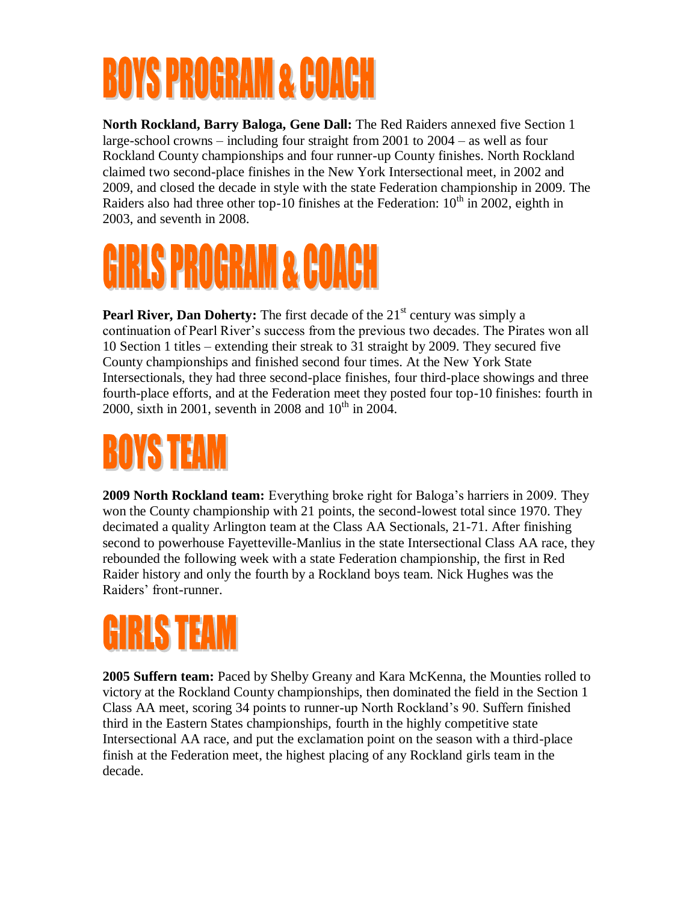# BOYS PROGRAM & COACH

**North Rockland, Barry Baloga, Gene Dall:** The Red Raiders annexed five Section 1 large-school crowns – including four straight from 2001 to 2004 – as well as four Rockland County championships and four runner-up County finishes. North Rockland claimed two second-place finishes in the New York Intersectional meet, in 2002 and 2009, and closed the decade in style with the state Federation championship in 2009. The Raiders also had three other top-10 finishes at the Federation: 10th in 2002, eighth in 2003, and seventh in 2008.

# GIRLS PROGRAM & COACH

**Pearl River, Dan Doherty:** The first decade of the 21st century was simply a continuation of Pearl River's success from the previous two decades. The Pirates won all 10 Section 1 titles – extending their streak to 31 straight by 2009. They secured five County championships and finished second four times. At the New York State Intersectionals, they had three second-place finishes, four third-place showings and three fourth-place efforts, and at the Federation meet they posted four top-10 finishes: fourth in 2000, sixth in 2001, seventh in 2008 and 10th in 2004.

# BOYS TEAM

**2009 North Rockland team:** Everything broke right for Baloga's harriers in 2009. They won the County championship with 21 points, the second-lowest total since 1970. They decimated a quality Arlington team at the Class AA Sectionals, 21-71. After finishing second to powerhouse Fayetteville-Manlius in the state Intersectional Class AA race, they rebounded the following week with a state Federation championship, the first in Red Raider history and only the fourth by a Rockland boys team. Nick Hughes was the Raiders' front-runner.

# GIRLS TEAM

**2005 Suffern team:** Paced by Shelby Greany and Kara McKenna, the Mounties rolled to victory at the Rockland County championships, then dominated the field in the Section 1 Class AA meet, scoring 34 points to runner-up North Rockland's 90. Suffern finished third in the Eastern States championships, fourth in the highly competitive state Intersectional AA race, and put the exclamation point on the season with a third-place finish at the Federation meet, the highest placing of any Rockland girls team in the decade.